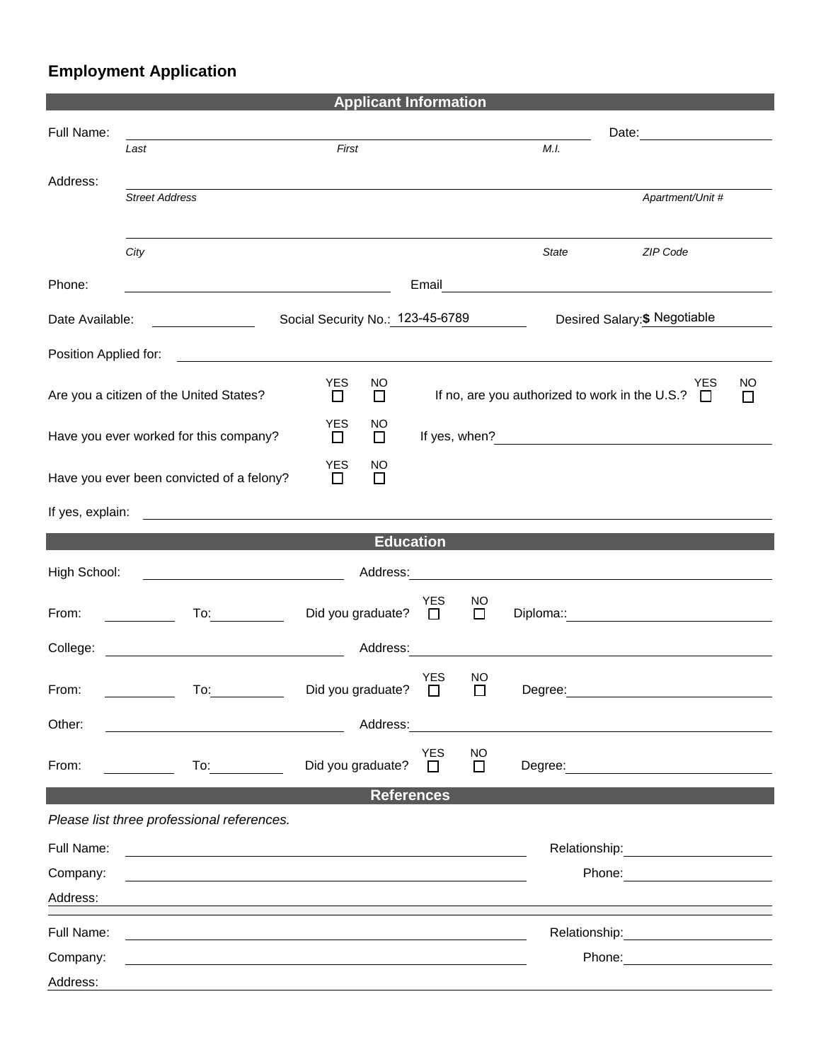# Employment Application

## Applicant Information

Full Name: ______________________________________________ Date: ______________

*Last* *First* *M.I.*

Address: ______________________________________________

*Street Address* *Apartment/Unit #*

______________________________________________

*City* *State* *ZIP Code*

Phone: ______________________ Email ______________________

Date Available: __________ Social Security No.: 123-45-6789 Desired Salary: $ Negotiable

Position Applied for: ______________________________________________

Are you a citizen of the United States? YES ☐ NO ☐ If no, are you authorized to work in the U.S.? YES ☐ NO ☐

Have you ever worked for this company? YES ☐ NO ☐ If yes, when? ______________________

Have you ever been convicted of a felony? YES ☐ NO ☐

If yes, explain: ______________________________________________

## Education

High School: ______________________ Address: ______________________

From: __________ To: __________ Did you graduate? YES ☐ NO ☐ Diploma:: ______________________

College: ______________________ Address: ______________________

From: __________ To: __________ Did you graduate? YES ☐ NO ☐ Degree: ______________________

Other: ______________________ Address: ______________________

From: __________ To: __________ Did you graduate? YES ☐ NO ☐ Degree: ______________________

## References

*Please list three professional references.*

Full Name: ______________________________ Relationship: ______________

Company: ______________________________ Phone: ______________

Address: ______________________________________________

Full Name: ______________________________ Relationship: ______________

Company: ______________________________ Phone: ______________

Address: ______________________________________________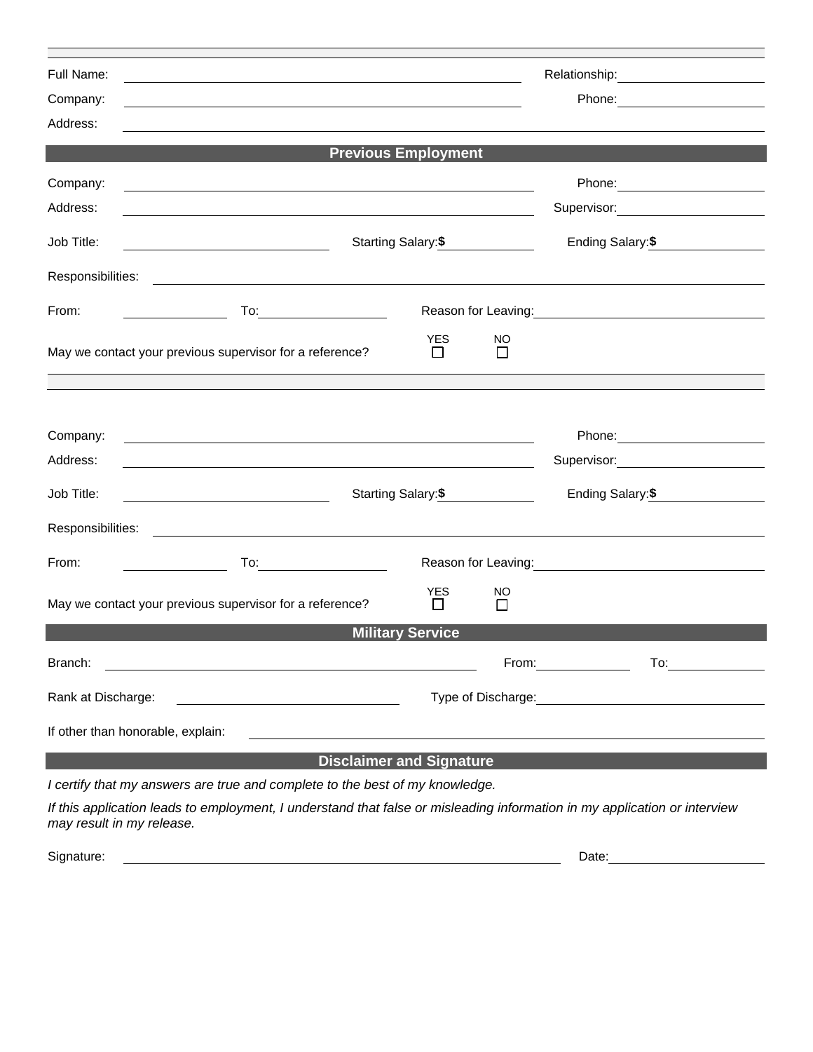Full Name: ______________________________ Relationship: ______________

Company: ______________________________ Phone: ______________

Address: ______________________________________________________

## Previous Employment

Company: ______________________________ Phone: ______________

Address: ______________________________ Supervisor: ______________

Job Title: ______________ Starting Salary: **$** __________ Ending Salary: **$** __________

Responsibilities: ______________________________________________________

From: __________ To: __________ Reason for Leaving: ______________________

May we contact your previous supervisor for a reference? YES ☐ NO ☐

Company: ______________________________ Phone: ______________

Address: ______________________________ Supervisor: ______________

Job Title: ______________ Starting Salary: **$** __________ Ending Salary: **$** __________

Responsibilities: ______________________________________________________

From: __________ To: __________ Reason for Leaving: ______________________

May we contact your previous supervisor for a reference? YES ☐ NO ☐

## Military Service

Branch: ______________________________ From: __________ To: __________

Rank at Discharge: ______________ Type of Discharge: ______________________

If other than honorable, explain: ______________________________________________

## Disclaimer and Signature

*I certify that my answers are true and complete to the best of my knowledge.*

*If this application leads to employment, I understand that false or misleading information in my application or interview may result in my release.*

Signature: ______________________________ Date: ______________